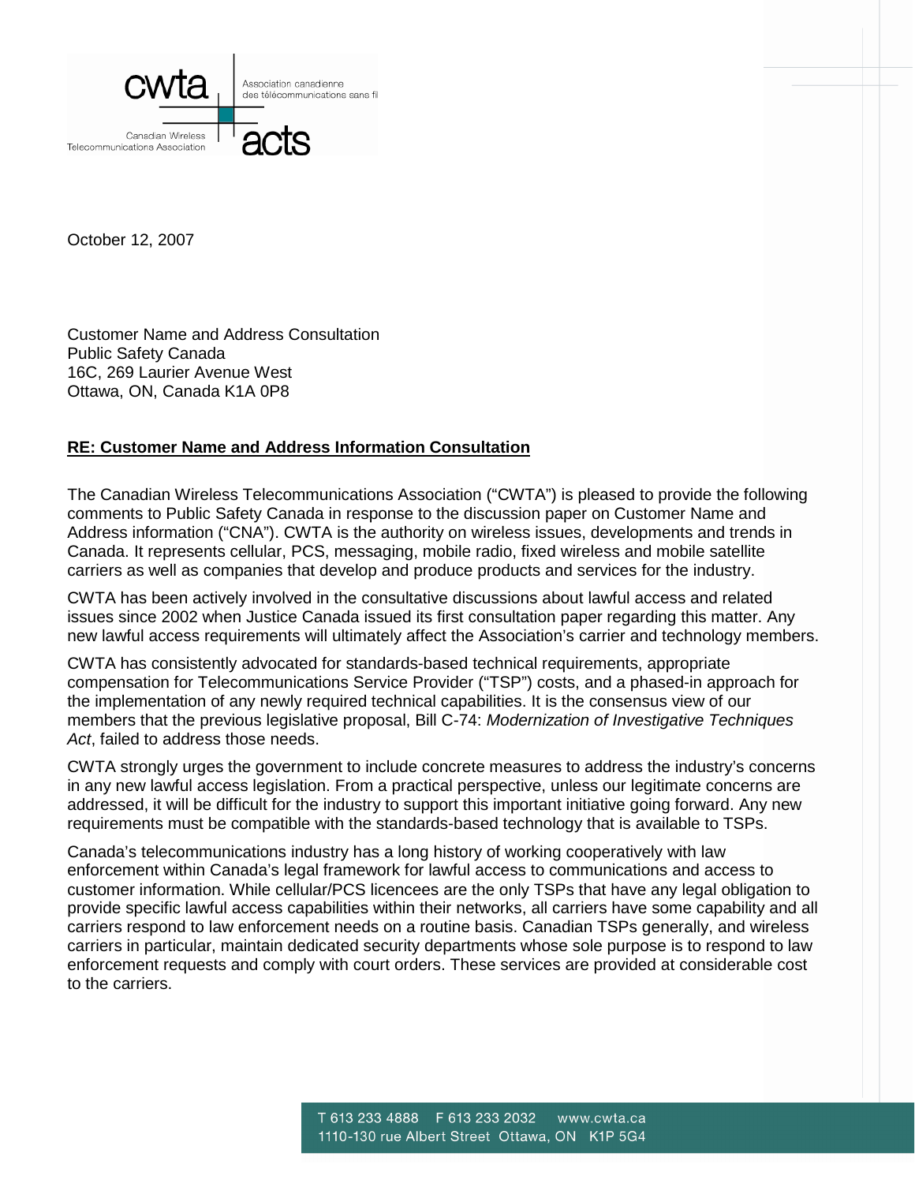October 12, 2007

Customer Name and Address Consultation
Public Safety Canada
16C, 269 Laurier Avenue West
Ottawa, ON, Canada K1A 0P8

**RE: Customer Name and Address Information Consultation**

The Canadian Wireless Telecommunications Association ("CWTA") is pleased to provide the following comments to Public Safety Canada in response to the discussion paper on Customer Name and Address information ("CNA"). CWTA is the authority on wireless issues, developments and trends in Canada. It represents cellular, PCS, messaging, mobile radio, fixed wireless and mobile satellite carriers as well as companies that develop and produce products and services for the industry.

CWTA has been actively involved in the consultative discussions about lawful access and related issues since 2002 when Justice Canada issued its first consultation paper regarding this matter. Any new lawful access requirements will ultimately affect the Association's carrier and technology members.

CWTA has consistently advocated for standards-based technical requirements, appropriate compensation for Telecommunications Service Provider ("TSP") costs, and a phased-in approach for the implementation of any newly required technical capabilities. It is the consensus view of our members that the previous legislative proposal, Bill C-74: *Modernization of Investigative Techniques Act*, failed to address those needs.

CWTA strongly urges the government to include concrete measures to address the industry's concerns in any new lawful access legislation. From a practical perspective, unless our legitimate concerns are addressed, it will be difficult for the industry to support this important initiative going forward. Any new requirements must be compatible with the standards-based technology that is available to TSPs.

Canada's telecommunications industry has a long history of working cooperatively with law enforcement within Canada's legal framework for lawful access to communications and access to customer information. While cellular/PCS licencees are the only TSPs that have any legal obligation to provide specific lawful access capabilities within their networks, all carriers have some capability and all carriers respond to law enforcement needs on a routine basis. Canadian TSPs generally, and wireless carriers in particular, maintain dedicated security departments whose sole purpose is to respond to law enforcement requests and comply with court orders. These services are provided at considerable cost to the carriers.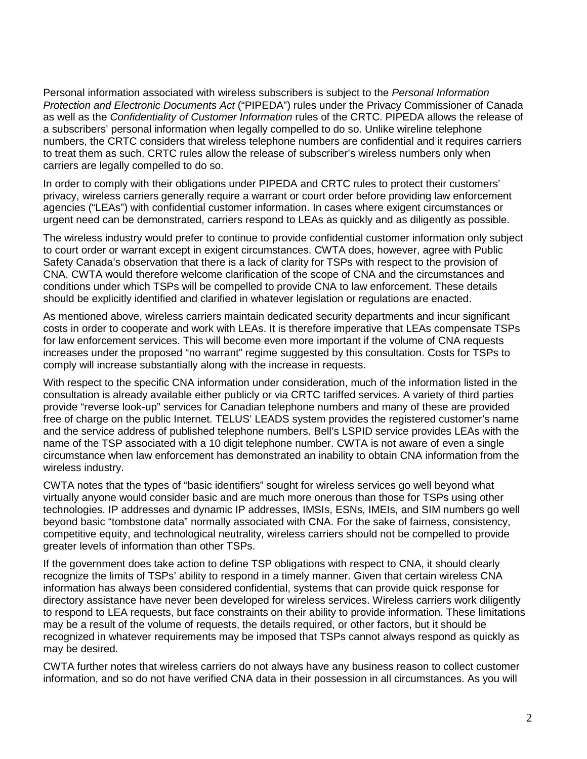Personal information associated with wireless subscribers is subject to the *Personal Information Protection and Electronic Documents Act* ("PIPEDA") rules under the Privacy Commissioner of Canada as well as the *Confidentiality of Customer Information* rules of the CRTC. PIPEDA allows the release of a subscribers' personal information when legally compelled to do so. Unlike wireline telephone numbers, the CRTC considers that wireless telephone numbers are confidential and it requires carriers to treat them as such. CRTC rules allow the release of subscriber's wireless numbers only when carriers are legally compelled to do so.

In order to comply with their obligations under PIPEDA and CRTC rules to protect their customers' privacy, wireless carriers generally require a warrant or court order before providing law enforcement agencies ("LEAs") with confidential customer information. In cases where exigent circumstances or urgent need can be demonstrated, carriers respond to LEAs as quickly and as diligently as possible.

The wireless industry would prefer to continue to provide confidential customer information only subject to court order or warrant except in exigent circumstances. CWTA does, however, agree with Public Safety Canada's observation that there is a lack of clarity for TSPs with respect to the provision of CNA. CWTA would therefore welcome clarification of the scope of CNA and the circumstances and conditions under which TSPs will be compelled to provide CNA to law enforcement. These details should be explicitly identified and clarified in whatever legislation or regulations are enacted.

As mentioned above, wireless carriers maintain dedicated security departments and incur significant costs in order to cooperate and work with LEAs. It is therefore imperative that LEAs compensate TSPs for law enforcement services. This will become even more important if the volume of CNA requests increases under the proposed "no warrant" regime suggested by this consultation. Costs for TSPs to comply will increase substantially along with the increase in requests.

With respect to the specific CNA information under consideration, much of the information listed in the consultation is already available either publicly or via CRTC tariffed services. A variety of third parties provide "reverse look-up" services for Canadian telephone numbers and many of these are provided free of charge on the public Internet. TELUS' LEADS system provides the registered customer's name and the service address of published telephone numbers. Bell's LSPID service provides LEAs with the name of the TSP associated with a 10 digit telephone number. CWTA is not aware of even a single circumstance when law enforcement has demonstrated an inability to obtain CNA information from the wireless industry.

CWTA notes that the types of "basic identifiers" sought for wireless services go well beyond what virtually anyone would consider basic and are much more onerous than those for TSPs using other technologies. IP addresses and dynamic IP addresses, IMSIs, ESNs, IMEIs, and SIM numbers go well beyond basic "tombstone data" normally associated with CNA. For the sake of fairness, consistency, competitive equity, and technological neutrality, wireless carriers should not be compelled to provide greater levels of information than other TSPs.

If the government does take action to define TSP obligations with respect to CNA, it should clearly recognize the limits of TSPs' ability to respond in a timely manner. Given that certain wireless CNA information has always been considered confidential, systems that can provide quick response for directory assistance have never been developed for wireless services. Wireless carriers work diligently to respond to LEA requests, but face constraints on their ability to provide information. These limitations may be a result of the volume of requests, the details required, or other factors, but it should be recognized in whatever requirements may be imposed that TSPs cannot always respond as quickly as may be desired.

CWTA further notes that wireless carriers do not always have any business reason to collect customer information, and so do not have verified CNA data in their possession in all circumstances. As you will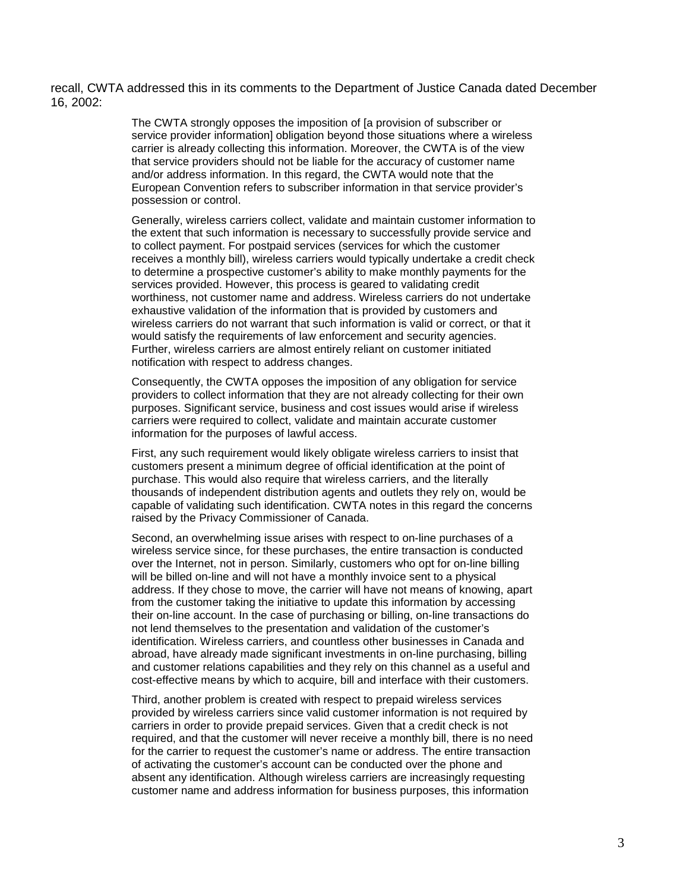recall, CWTA addressed this in its comments to the Department of Justice Canada dated December 16, 2002:

> The CWTA strongly opposes the imposition of [a provision of subscriber or service provider information] obligation beyond those situations where a wireless carrier is already collecting this information. Moreover, the CWTA is of the view that service providers should not be liable for the accuracy of customer name and/or address information. In this regard, the CWTA would note that the European Convention refers to subscriber information in that service provider's possession or control.
>
> Generally, wireless carriers collect, validate and maintain customer information to the extent that such information is necessary to successfully provide service and to collect payment. For postpaid services (services for which the customer receives a monthly bill), wireless carriers would typically undertake a credit check to determine a prospective customer's ability to make monthly payments for the services provided. However, this process is geared to validating credit worthiness, not customer name and address. Wireless carriers do not undertake exhaustive validation of the information that is provided by customers and wireless carriers do not warrant that such information is valid or correct, or that it would satisfy the requirements of law enforcement and security agencies. Further, wireless carriers are almost entirely reliant on customer initiated notification with respect to address changes.
>
> Consequently, the CWTA opposes the imposition of any obligation for service providers to collect information that they are not already collecting for their own purposes. Significant service, business and cost issues would arise if wireless carriers were required to collect, validate and maintain accurate customer information for the purposes of lawful access.
>
> First, any such requirement would likely obligate wireless carriers to insist that customers present a minimum degree of official identification at the point of purchase. This would also require that wireless carriers, and the literally thousands of independent distribution agents and outlets they rely on, would be capable of validating such identification. CWTA notes in this regard the concerns raised by the Privacy Commissioner of Canada.
>
> Second, an overwhelming issue arises with respect to on-line purchases of a wireless service since, for these purchases, the entire transaction is conducted over the Internet, not in person. Similarly, customers who opt for on-line billing will be billed on-line and will not have a monthly invoice sent to a physical address. If they chose to move, the carrier will have not means of knowing, apart from the customer taking the initiative to update this information by accessing their on-line account. In the case of purchasing or billing, on-line transactions do not lend themselves to the presentation and validation of the customer's identification. Wireless carriers, and countless other businesses in Canada and abroad, have already made significant investments in on-line purchasing, billing and customer relations capabilities and they rely on this channel as a useful and cost-effective means by which to acquire, bill and interface with their customers.
>
> Third, another problem is created with respect to prepaid wireless services provided by wireless carriers since valid customer information is not required by carriers in order to provide prepaid services. Given that a credit check is not required, and that the customer will never receive a monthly bill, there is no need for the carrier to request the customer's name or address. The entire transaction of activating the customer's account can be conducted over the phone and absent any identification. Although wireless carriers are increasingly requesting customer name and address information for business purposes, this information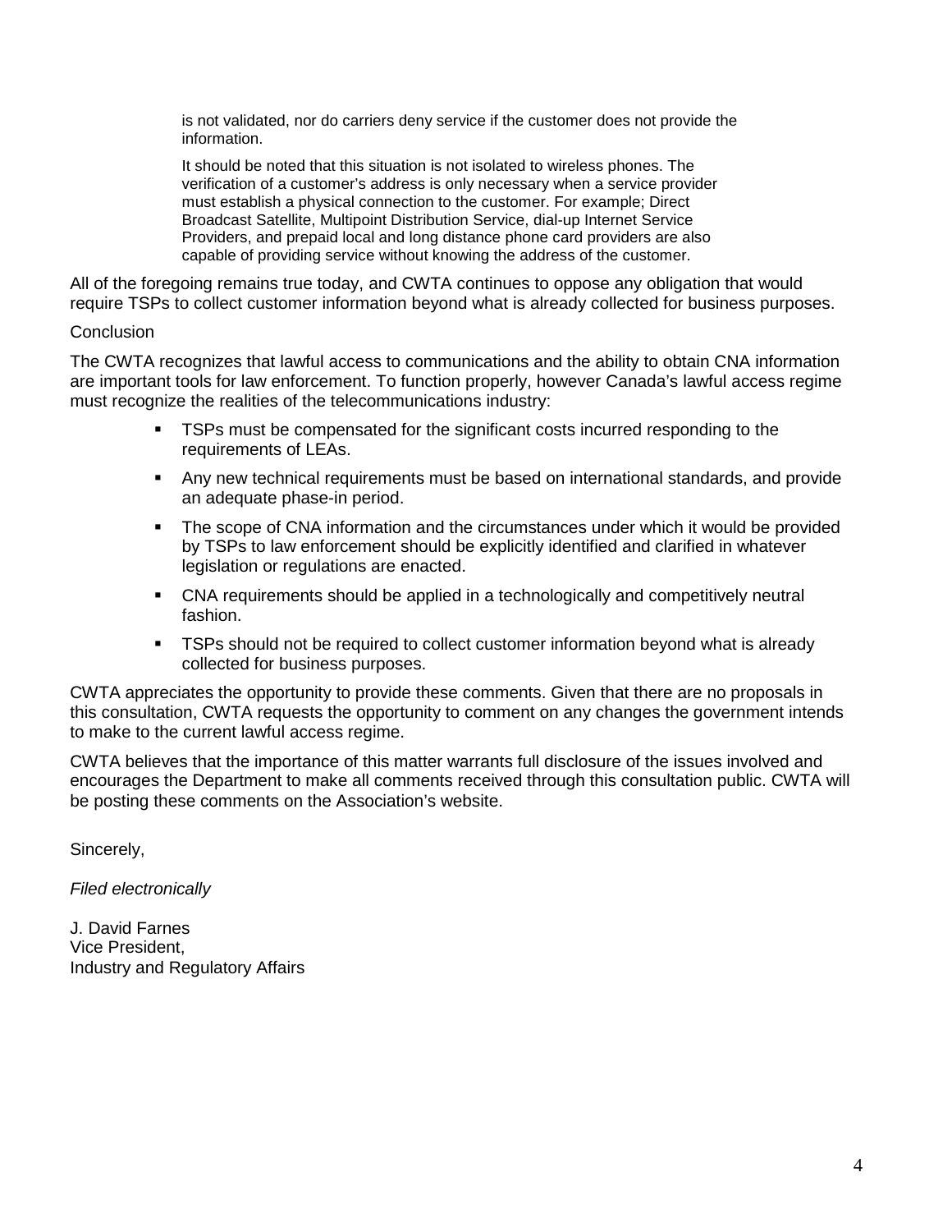> is not validated, nor do carriers deny service if the customer does not provide the information.
>
> It should be noted that this situation is not isolated to wireless phones. The verification of a customer's address is only necessary when a service provider must establish a physical connection to the customer. For example; Direct Broadcast Satellite, Multipoint Distribution Service, dial-up Internet Service Providers, and prepaid local and long distance phone card providers are also capable of providing service without knowing the address of the customer.

All of the foregoing remains true today, and CWTA continues to oppose any obligation that would require TSPs to collect customer information beyond what is already collected for business purposes.

Conclusion

The CWTA recognizes that lawful access to communications and the ability to obtain CNA information are important tools for law enforcement. To function properly, however Canada's lawful access regime must recognize the realities of the telecommunications industry:

- TSPs must be compensated for the significant costs incurred responding to the requirements of LEAs.
- Any new technical requirements must be based on international standards, and provide an adequate phase-in period.
- The scope of CNA information and the circumstances under which it would be provided by TSPs to law enforcement should be explicitly identified and clarified in whatever legislation or regulations are enacted.
- CNA requirements should be applied in a technologically and competitively neutral fashion.
- TSPs should not be required to collect customer information beyond what is already collected for business purposes.

CWTA appreciates the opportunity to provide these comments. Given that there are no proposals in this consultation, CWTA requests the opportunity to comment on any changes the government intends to make to the current lawful access regime.

CWTA believes that the importance of this matter warrants full disclosure of the issues involved and encourages the Department to make all comments received through this consultation public. CWTA will be posting these comments on the Association's website.

Sincerely,

*Filed electronically*

J. David Farnes
Vice President,
Industry and Regulatory Affairs